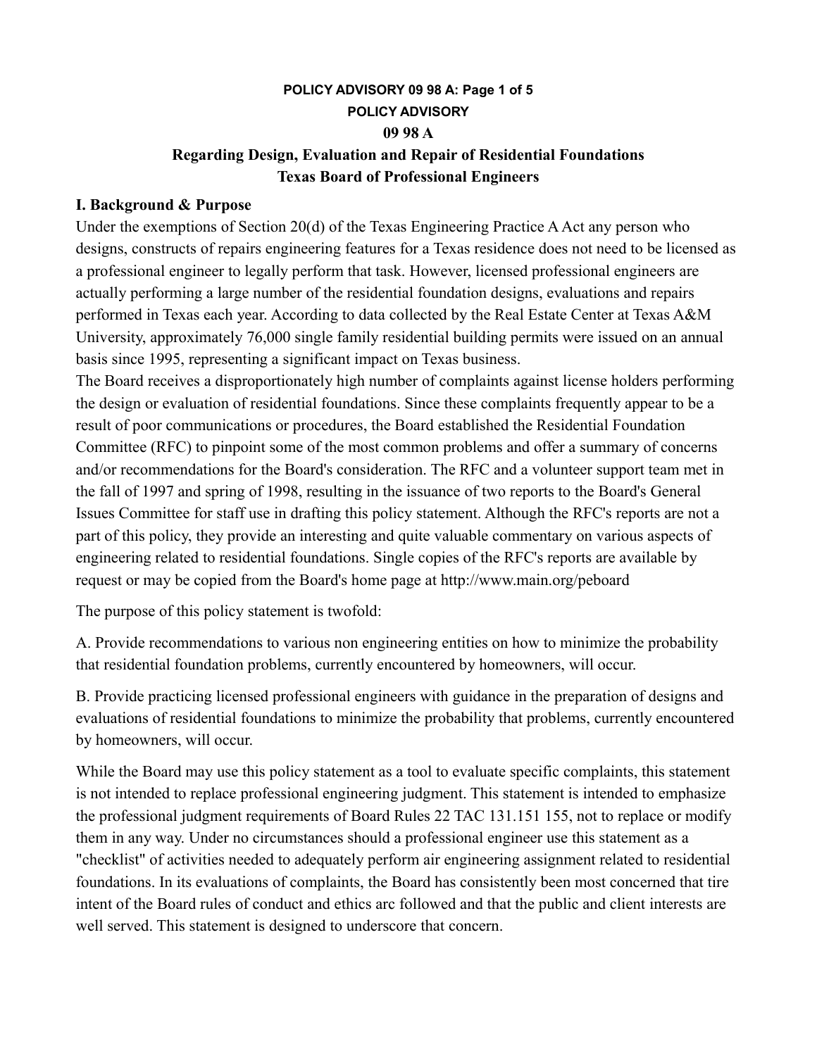**POLICY ADVISORY**

**09 98 A**

# Regarding Design, Evaluation and Repair of Residential Foundations
## Texas Board of Professional Engineers

## I. Background & Purpose

Under the exemptions of Section 20(d) of the Texas Engineering Practice A Act any person who designs, constructs of repairs engineering features for a Texas residence does not need to be licensed as a professional engineer to legally perform that task. However, licensed professional engineers are actually performing a large number of the residential foundation designs, evaluations and repairs performed in Texas each year. According to data collected by the Real Estate Center at Texas A&M University, approximately 76,000 single family residential building permits were issued on an annual basis since 1995, representing a significant impact on Texas business.

The Board receives a disproportionately high number of complaints against license holders performing the design or evaluation of residential foundations. Since these complaints frequently appear to be a result of poor communications or procedures, the Board established the Residential Foundation Committee (RFC) to pinpoint some of the most common problems and offer a summary of concerns and/or recommendations for the Board's consideration. The RFC and a volunteer support team met in the fall of 1997 and spring of 1998, resulting in the issuance of two reports to the Board's General Issues Committee for staff use in drafting this policy statement. Although the RFC's reports are not a part of this policy, they provide an interesting and quite valuable commentary on various aspects of engineering related to residential foundations. Single copies of the RFC's reports are available by request or may be copied from the Board's home page at http://www.main.org/peboard

The purpose of this policy statement is twofold:

A. Provide recommendations to various non engineering entities on how to minimize the probability that residential foundation problems, currently encountered by homeowners, will occur.

B. Provide practicing licensed professional engineers with guidance in the preparation of designs and evaluations of residential foundations to minimize the probability that problems, currently encountered by homeowners, will occur.

While the Board may use this policy statement as a tool to evaluate specific complaints, this statement is not intended to replace professional engineering judgment. This statement is intended to emphasize the professional judgment requirements of Board Rules 22 TAC 131.151 155, not to replace or modify them in any way. Under no circumstances should a professional engineer use this statement as a "checklist" of activities needed to adequately perform air engineering assignment related to residential foundations. In its evaluations of complaints, the Board has consistently been most concerned that tire intent of the Board rules of conduct and ethics arc followed and that the public and client interests are well served. This statement is designed to underscore that concern.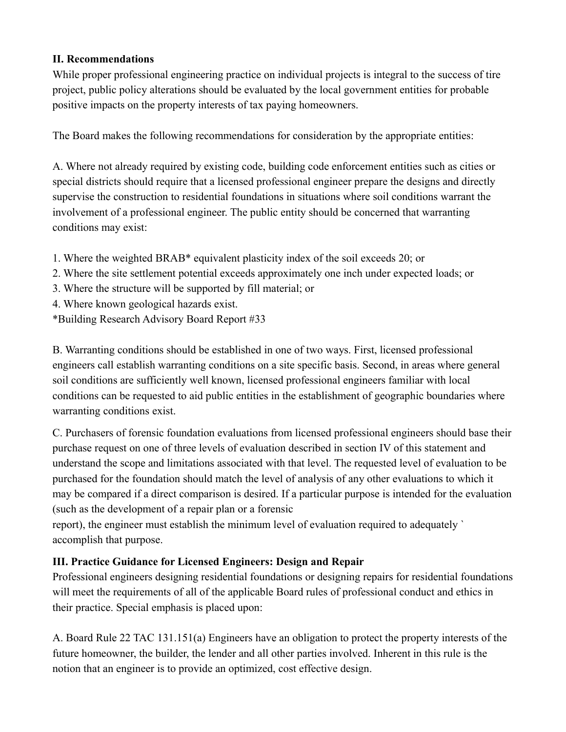**II. Recommendations**

While proper professional engineering practice on individual projects is integral to the success of tire project, public policy alterations should be evaluated by the local government entities for probable positive impacts on the property interests of tax paying homeowners.

The Board makes the following recommendations for consideration by the appropriate entities:

A. Where not already required by existing code, building code enforcement entities such as cities or special districts should require that a licensed professional engineer prepare the designs and directly supervise the construction to residential foundations in situations where soil conditions warrant the involvement of a professional engineer. The public entity should be concerned that warranting conditions may exist:

1. Where the weighted BRAB* equivalent plasticity index of the soil exceeds 20; or
2. Where the site settlement potential exceeds approximately one inch under expected loads; or
3. Where the structure will be supported by fill material; or
4. Where known geological hazards exist.

*Building Research Advisory Board Report #33

B. Warranting conditions should be established in one of two ways. First, licensed professional engineers call establish warranting conditions on a site specific basis. Second, in areas where general soil conditions are sufficiently well known, licensed professional engineers familiar with local conditions can be requested to aid public entities in the establishment of geographic boundaries where warranting conditions exist.

C. Purchasers of forensic foundation evaluations from licensed professional engineers should base their purchase request on one of three levels of evaluation described in section IV of this statement and understand the scope and limitations associated with that level. The requested level of evaluation to be purchased for the foundation should match the level of analysis of any other evaluations to which it may be compared if a direct comparison is desired. If a particular purpose is intended for the evaluation (such as the development of a repair plan or a forensic report), the engineer must establish the minimum level of evaluation required to adequately ` accomplish that purpose.

**III. Practice Guidance for Licensed Engineers: Design and Repair**

Professional engineers designing residential foundations or designing repairs for residential foundations will meet the requirements of all of the applicable Board rules of professional conduct and ethics in their practice. Special emphasis is placed upon:

A. Board Rule 22 TAC 131.151(a) Engineers have an obligation to protect the property interests of the future homeowner, the builder, the lender and all other parties involved. Inherent in this rule is the notion that an engineer is to provide an optimized, cost effective design.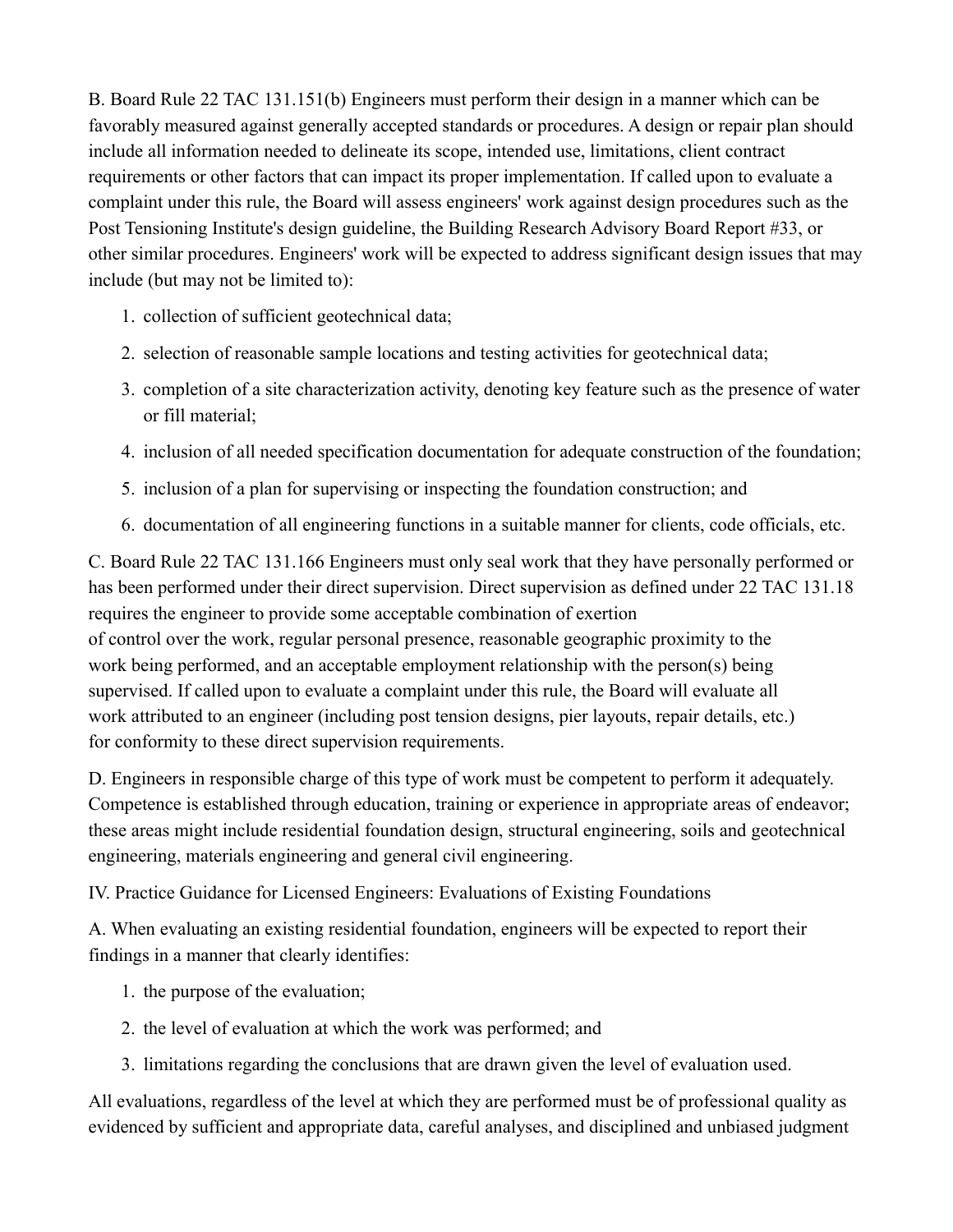B. Board Rule 22 TAC 131.151(b) Engineers must perform their design in a manner which can be favorably measured against generally accepted standards or procedures. A design or repair plan should include all information needed to delineate its scope, intended use, limitations, client contract requirements or other factors that can impact its proper implementation. If called upon to evaluate a complaint under this rule, the Board will assess engineers' work against design procedures such as the Post Tensioning Institute's design guideline, the Building Research Advisory Board Report #33, or other similar procedures. Engineers' work will be expected to address significant design issues that may include (but may not be limited to):

1. collection of sufficient geotechnical data;
2. selection of reasonable sample locations and testing activities for geotechnical data;
3. completion of a site characterization activity, denoting key feature such as the presence of water or fill material;
4. inclusion of all needed specification documentation for adequate construction of the foundation;
5. inclusion of a plan for supervising or inspecting the foundation construction; and
6. documentation of all engineering functions in a suitable manner for clients, code officials, etc.

C. Board Rule 22 TAC 131.166 Engineers must only seal work that they have personally performed or has been performed under their direct supervision. Direct supervision as defined under 22 TAC 131.18 requires the engineer to provide some acceptable combination of exertion of control over the work, regular personal presence, reasonable geographic proximity to the work being performed, and an acceptable employment relationship with the person(s) being supervised. If called upon to evaluate a complaint under this rule, the Board will evaluate all work attributed to an engineer (including post tension designs, pier layouts, repair details, etc.) for conformity to these direct supervision requirements.

D. Engineers in responsible charge of this type of work must be competent to perform it adequately. Competence is established through education, training or experience in appropriate areas of endeavor; these areas might include residential foundation design, structural engineering, soils and geotechnical engineering, materials engineering and general civil engineering.

IV. Practice Guidance for Licensed Engineers: Evaluations of Existing Foundations

A. When evaluating an existing residential foundation, engineers will be expected to report their findings in a manner that clearly identifies:

1. the purpose of the evaluation;
2. the level of evaluation at which the work was performed; and
3. limitations regarding the conclusions that are drawn given the level of evaluation used.

All evaluations, regardless of the level at which they are performed must be of professional quality as evidenced by sufficient and appropriate data, careful analyses, and disciplined and unbiased judgment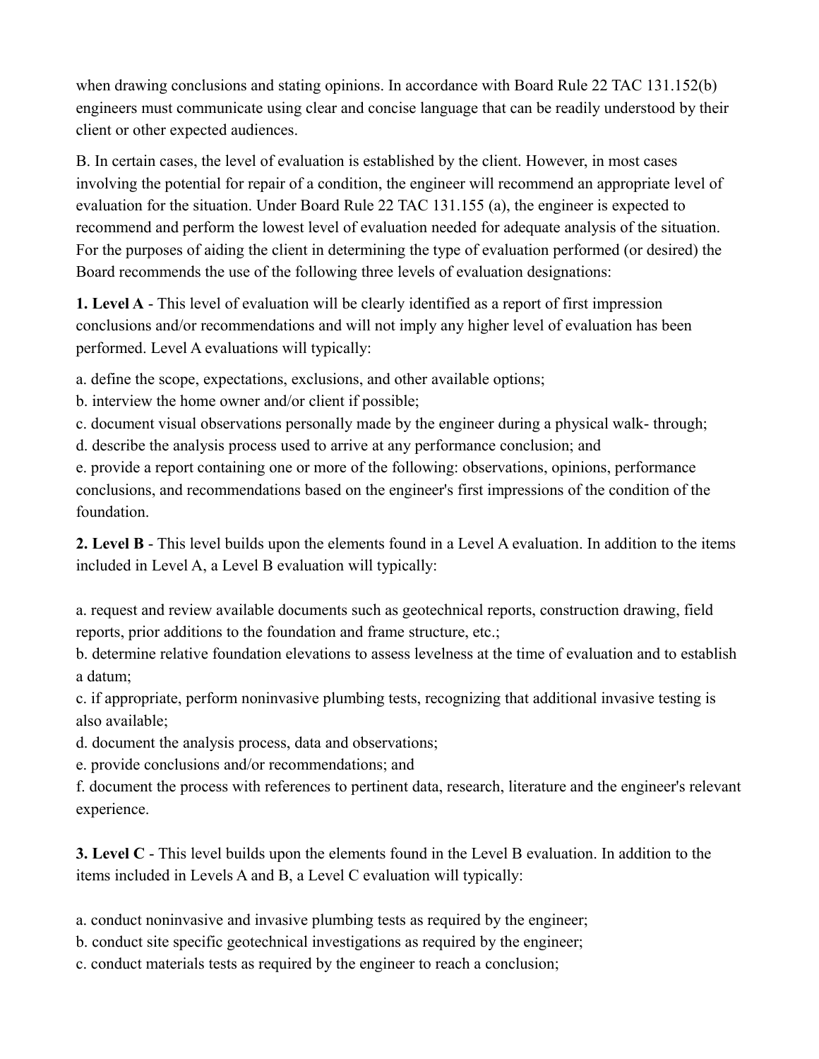when drawing conclusions and stating opinions. In accordance with Board Rule 22 TAC 131.152(b) engineers must communicate using clear and concise language that can be readily understood by their client or other expected audiences.

B. In certain cases, the level of evaluation is established by the client. However, in most cases involving the potential for repair of a condition, the engineer will recommend an appropriate level of evaluation for the situation. Under Board Rule 22 TAC 131.155 (a), the engineer is expected to recommend and perform the lowest level of evaluation needed for adequate analysis of the situation. For the purposes of aiding the client in determining the type of evaluation performed (or desired) the Board recommends the use of the following three levels of evaluation designations:

**1. Level A** - This level of evaluation will be clearly identified as a report of first impression conclusions and/or recommendations and will not imply any higher level of evaluation has been performed. Level A evaluations will typically:

a. define the scope, expectations, exclusions, and other available options;
b. interview the home owner and/or client if possible;
c. document visual observations personally made by the engineer during a physical walk- through;
d. describe the analysis process used to arrive at any performance conclusion; and
e. provide a report containing one or more of the following: observations, opinions, performance conclusions, and recommendations based on the engineer's first impressions of the condition of the foundation.

**2. Level B** - This level builds upon the elements found in a Level A evaluation. In addition to the items included in Level A, a Level B evaluation will typically:

a. request and review available documents such as geotechnical reports, construction drawing, field reports, prior additions to the foundation and frame structure, etc.;
b. determine relative foundation elevations to assess levelness at the time of evaluation and to establish a datum;
c. if appropriate, perform noninvasive plumbing tests, recognizing that additional invasive testing is also available;
d. document the analysis process, data and observations;
e. provide conclusions and/or recommendations; and
f. document the process with references to pertinent data, research, literature and the engineer's relevant experience.

**3. Level C** - This level builds upon the elements found in the Level B evaluation. In addition to the items included in Levels A and B, a Level C evaluation will typically:

a. conduct noninvasive and invasive plumbing tests as required by the engineer;
b. conduct site specific geotechnical investigations as required by the engineer;
c. conduct materials tests as required by the engineer to reach a conclusion;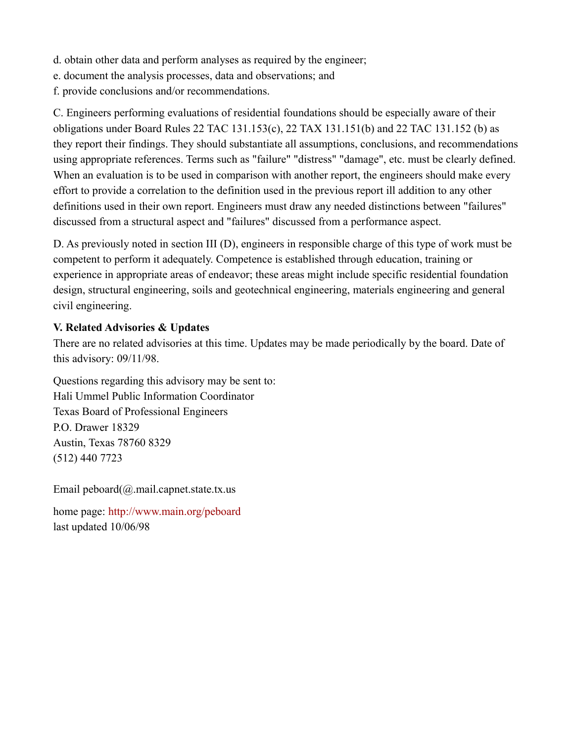d. obtain other data and perform analyses as required by the engineer;
e. document the analysis processes, data and observations; and
f. provide conclusions and/or recommendations.

C. Engineers performing evaluations of residential foundations should be especially aware of their obligations under Board Rules 22 TAC 131.153(c), 22 TAX 131.151(b) and 22 TAC 131.152 (b) as they report their findings. They should substantiate all assumptions, conclusions, and recommendations using appropriate references. Terms such as "failure" "distress" "damage", etc. must be clearly defined. When an evaluation is to be used in comparison with another report, the engineers should make every effort to provide a correlation to the definition used in the previous report ill addition to any other definitions used in their own report. Engineers must draw any needed distinctions between "failures" discussed from a structural aspect and "failures" discussed from a performance aspect.

D. As previously noted in section III (D), engineers in responsible charge of this type of work must be competent to perform it adequately. Competence is established through education, training or experience in appropriate areas of endeavor; these areas might include specific residential foundation design, structural engineering, soils and geotechnical engineering, materials engineering and general civil engineering.

**V. Related Advisories & Updates**

There are no related advisories at this time. Updates may be made periodically by the board. Date of this advisory: 09/11/98.

Questions regarding this advisory may be sent to:
Hali Ummel Public Information Coordinator
Texas Board of Professional Engineers
P.O. Drawer 18329
Austin, Texas 78760 8329
(512) 440 7723

Email peboard(@.mail.capnet.state.tx.us

home page: http://www.main.org/peboard
last updated 10/06/98